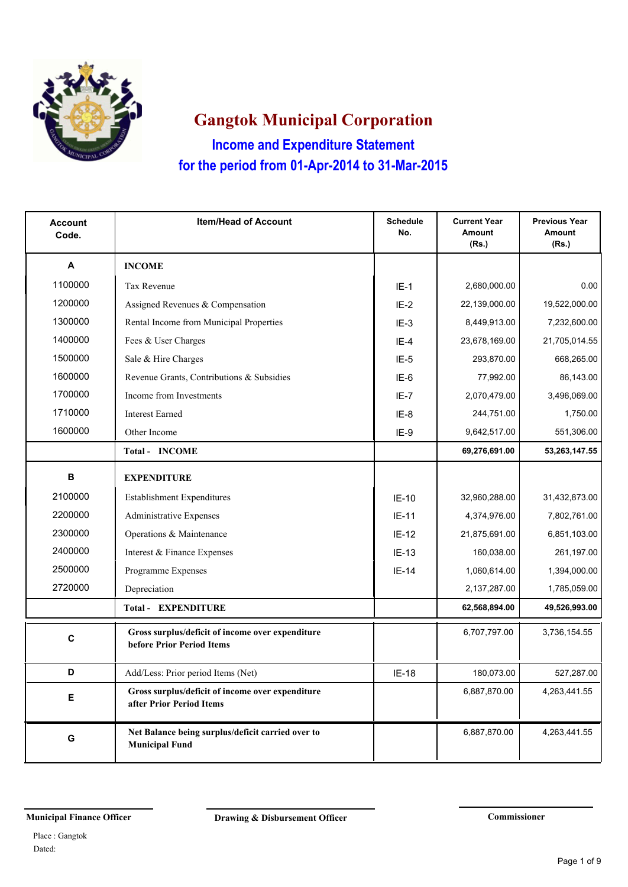# Gangtok Municipal Corporation

## Income and Expenditure Statement

## for the period from 01-Apr-2014 to 31-Mar-2015

| Account Code. | Item/Head of Account | Schedule No. | Current Year Amount (Rs.) | Previous Year Amount (Rs.) |
|---|---|---|---|---|
| **A** | **INCOME** | | | |
| 1100000 | Tax Revenue | IE-1 | 2,680,000.00 | 0.00 |
| 1200000 | Assigned Revenues & Compensation | IE-2 | 22,139,000.00 | 19,522,000.00 |
| 1300000 | Rental Income from Municipal Properties | IE-3 | 8,449,913.00 | 7,232,600.00 |
| 1400000 | Fees & User Charges | IE-4 | 23,678,169.00 | 21,705,014.55 |
| 1500000 | Sale & Hire Charges | IE-5 | 293,870.00 | 668,265.00 |
| 1600000 | Revenue Grants, Contributions & Subsidies | IE-6 | 77,992.00 | 86,143.00 |
| 1700000 | Income from Investments | IE-7 | 2,070,479.00 | 3,496,069.00 |
| 1710000 | Interest Earned | IE-8 | 244,751.00 | 1,750.00 |
| 1600000 | Other Income | IE-9 | 9,642,517.00 | 551,306.00 |
| | **Total - INCOME** | | **69,276,691.00** | **53,263,147.55** |
| **B** | **EXPENDITURE** | | | |
| 2100000 | Establishment Expenditures | IE-10 | 32,960,288.00 | 31,432,873.00 |
| 2200000 | Administrative Expenses | IE-11 | 4,374,976.00 | 7,802,761.00 |
| 2300000 | Operations & Maintenance | IE-12 | 21,875,691.00 | 6,851,103.00 |
| 2400000 | Interest & Finance Expenses | IE-13 | 160,038.00 | 261,197.00 |
| 2500000 | Programme Expenses | IE-14 | 1,060,614.00 | 1,394,000.00 |
| 2720000 | Depreciation | | 2,137,287.00 | 1,785,059.00 |
| | **Total - EXPENDITURE** | | **62,568,894.00** | **49,526,993.00** |
| **C** | **Gross surplus/deficit of income over expenditure before Prior Period Items** | | 6,707,797.00 | 3,736,154.55 |
| **D** | Add/Less: Prior period Items (Net) | IE-18 | 180,073.00 | 527,287.00 |
| **E** | **Gross surplus/deficit of income over expenditure after Prior Period Items** | | 6,887,870.00 | 4,263,441.55 |
| **G** | **Net Balance being surplus/deficit carried over to Municipal Fund** | | 6,887,870.00 | 4,263,441.55 |

**Municipal Finance Officer** | **Drawing & Disbursement Officer** | **Commissioner**

Place : Gangtok

Dated: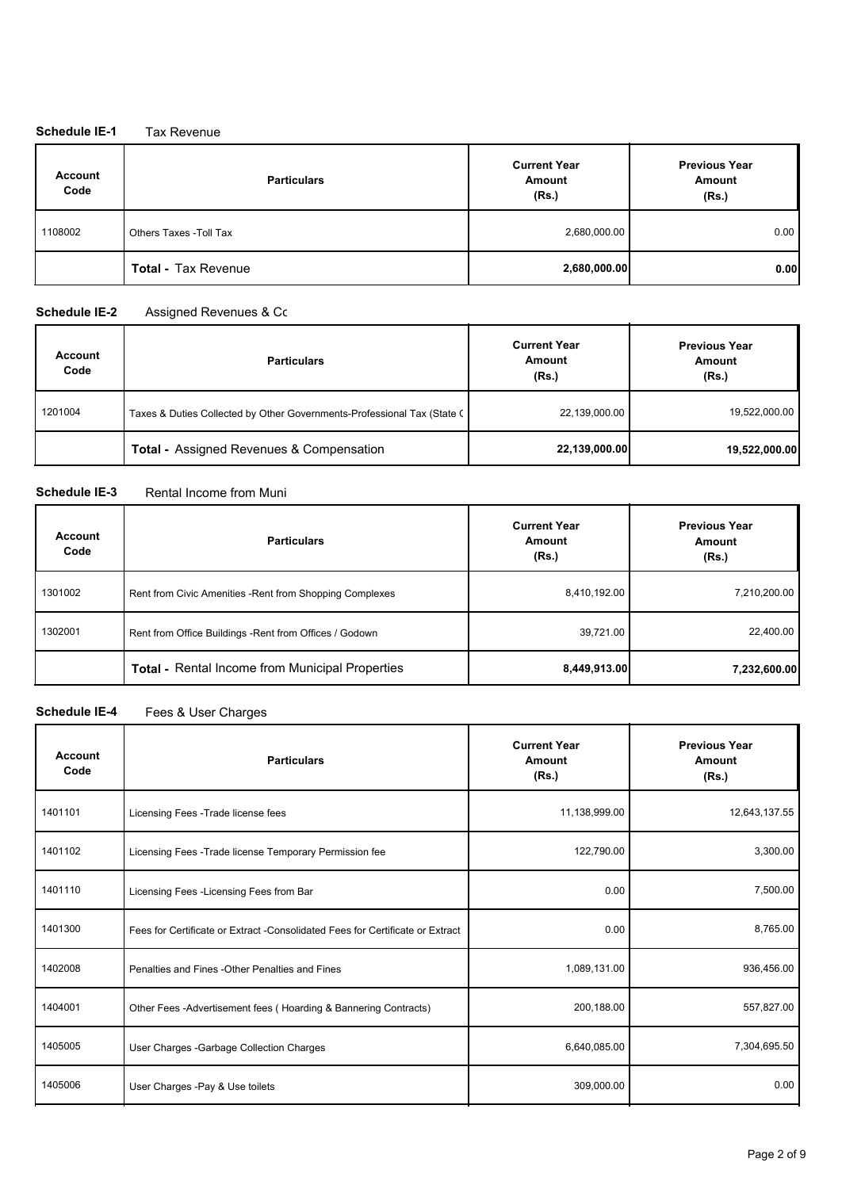**Schedule IE-1** Tax Revenue

| Account Code | Particulars | Current Year Amount (Rs.) | Previous Year Amount (Rs.) |
|---|---|---|---|
| 1108002 | Others Taxes -Toll Tax | 2,680,000.00 | 0.00 |
| | **Total - Tax Revenue** | **2,680,000.00** | **0.00** |

**Schedule IE-2** Assigned Revenues & Cc

| Account Code | Particulars | Current Year Amount (Rs.) | Previous Year Amount (Rs.) |
|---|---|---|---|
| 1201004 | Taxes & Duties Collected by Other Governments-Professional Tax (State C | 22,139,000.00 | 19,522,000.00 |
| | **Total - Assigned Revenues & Compensation** | **22,139,000.00** | **19,522,000.00** |

**Schedule IE-3** Rental Income from Muni

| Account Code | Particulars | Current Year Amount (Rs.) | Previous Year Amount (Rs.) |
|---|---|---|---|
| 1301002 | Rent from Civic Amenities -Rent from Shopping Complexes | 8,410,192.00 | 7,210,200.00 |
| 1302001 | Rent from Office Buildings -Rent from Offices / Godown | 39,721.00 | 22,400.00 |
| | **Total - Rental Income from Municipal Properties** | **8,449,913.00** | **7,232,600.00** |

**Schedule IE-4** Fees & User Charges

| Account Code | Particulars | Current Year Amount (Rs.) | Previous Year Amount (Rs.) |
|---|---|---|---|
| 1401101 | Licensing Fees -Trade license fees | 11,138,999.00 | 12,643,137.55 |
| 1401102 | Licensing Fees -Trade license Temporary Permission fee | 122,790.00 | 3,300.00 |
| 1401110 | Licensing Fees -Licensing Fees from Bar | 0.00 | 7,500.00 |
| 1401300 | Fees for Certificate or Extract -Consolidated Fees for Certificate or Extract | 0.00 | 8,765.00 |
| 1402008 | Penalties and Fines -Other Penalties and Fines | 1,089,131.00 | 936,456.00 |
| 1404001 | Other Fees -Advertisement fees ( Hoarding & Bannering Contracts) | 200,188.00 | 557,827.00 |
| 1405005 | User Charges -Garbage Collection Charges | 6,640,085.00 | 7,304,695.50 |
| 1405006 | User Charges -Pay & Use toilets | 309,000.00 | 0.00 |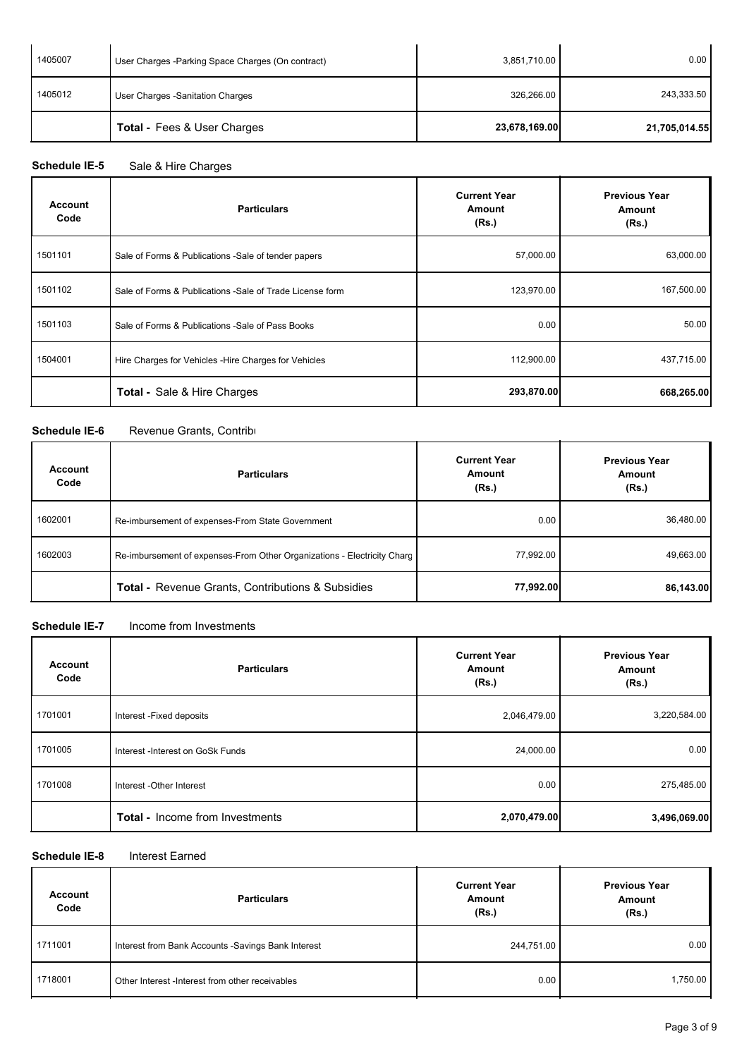| 1405007 | User Charges -Parking Space Charges (On contract) | 3,851,710.00 | 0.00 |
|---|---|---|---|
| 1405012 | User Charges -Sanitation Charges | 326,266.00 | 243,333.50 |
| | **Total - Fees & User Charges** | **23,678,169.00** | **21,705,014.55** |

**Schedule IE-5** Sale & Hire Charges

| Account Code | Particulars | Current Year Amount (Rs.) | Previous Year Amount (Rs.) |
|---|---|---|---|
| 1501101 | Sale of Forms & Publications -Sale of tender papers | 57,000.00 | 63,000.00 |
| 1501102 | Sale of Forms & Publications -Sale of Trade License form | 123,970.00 | 167,500.00 |
| 1501103 | Sale of Forms & Publications -Sale of Pass Books | 0.00 | 50.00 |
| 1504001 | Hire Charges for Vehicles -Hire Charges for Vehicles | 112,900.00 | 437,715.00 |
| | **Total - Sale & Hire Charges** | **293,870.00** | **668,265.00** |

**Schedule IE-6** Revenue Grants, Contribu

| Account Code | Particulars | Current Year Amount (Rs.) | Previous Year Amount (Rs.) |
|---|---|---|---|
| 1602001 | Re-imbursement of expenses-From State Government | 0.00 | 36,480.00 |
| 1602003 | Re-imbursement of expenses-From Other Organizations - Electricity Charg | 77,992.00 | 49,663.00 |
| | **Total - Revenue Grants, Contributions & Subsidies** | **77,992.00** | **86,143.00** |

**Schedule IE-7** Income from Investments

| Account Code | Particulars | Current Year Amount (Rs.) | Previous Year Amount (Rs.) |
|---|---|---|---|
| 1701001 | Interest -Fixed deposits | 2,046,479.00 | 3,220,584.00 |
| 1701005 | Interest -Interest on GoSk Funds | 24,000.00 | 0.00 |
| 1701008 | Interest -Other Interest | 0.00 | 275,485.00 |
| | **Total - Income from Investments** | **2,070,479.00** | **3,496,069.00** |

**Schedule IE-8** Interest Earned

| Account Code | Particulars | Current Year Amount (Rs.) | Previous Year Amount (Rs.) |
|---|---|---|---|
| 1711001 | Interest from Bank Accounts -Savings Bank Interest | 244,751.00 | 0.00 |
| 1718001 | Other Interest -Interest from other receivables | 0.00 | 1,750.00 |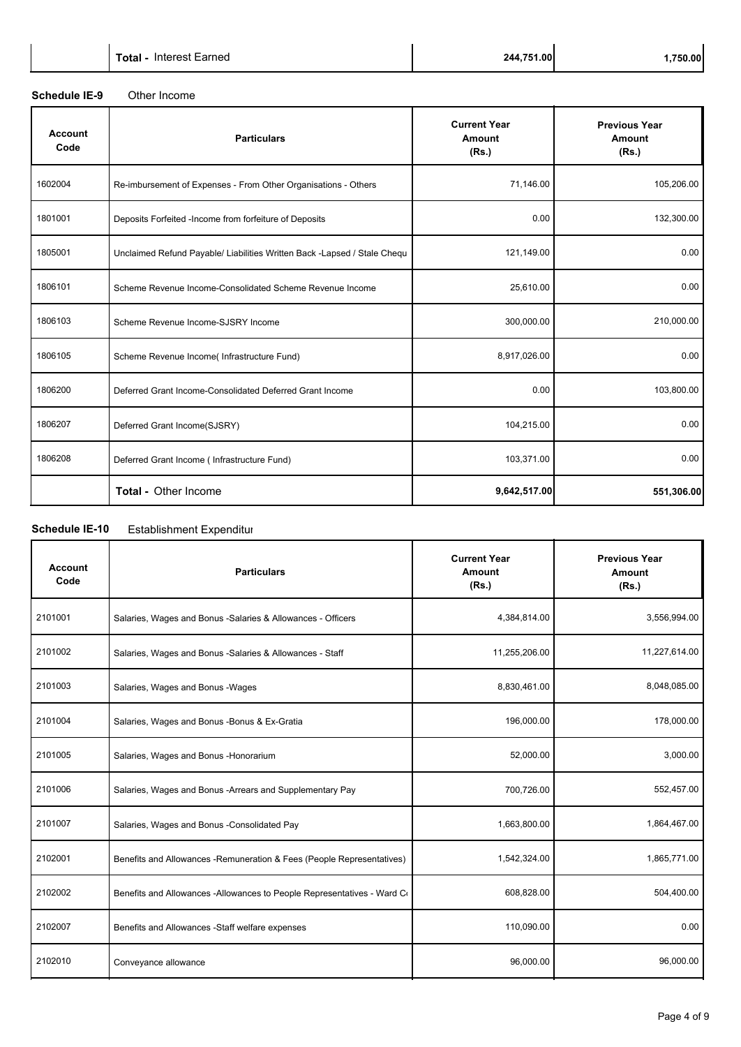| | **Total -** Interest Earned | **244,751.00** | **1,750.00** |
|---|---|---|---|

**Schedule IE-9** Other Income

| Account Code | Particulars | Current Year Amount (Rs.) | Previous Year Amount (Rs.) |
|---|---|---|---|
| 1602004 | Re-imbursement of Expenses - From Other Organisations - Others | 71,146.00 | 105,206.00 |
| 1801001 | Deposits Forfeited -Income from forfeiture of Deposits | 0.00 | 132,300.00 |
| 1805001 | Unclaimed Refund Payable/ Liabilities Written Back -Lapsed / Stale Chequ | 121,149.00 | 0.00 |
| 1806101 | Scheme Revenue Income-Consolidated Scheme Revenue Income | 25,610.00 | 0.00 |
| 1806103 | Scheme Revenue Income-SJSRY Income | 300,000.00 | 210,000.00 |
| 1806105 | Scheme Revenue Income( Infrastructure Fund) | 8,917,026.00 | 0.00 |
| 1806200 | Deferred Grant Income-Consolidated Deferred Grant Income | 0.00 | 103,800.00 |
| 1806207 | Deferred Grant Income(SJSRY) | 104,215.00 | 0.00 |
| 1806208 | Deferred Grant Income ( Infrastructure Fund) | 103,371.00 | 0.00 |
| | **Total -** Other Income | **9,642,517.00** | **551,306.00** |

**Schedule IE-10** Establishment Expenditur

| Account Code | Particulars | Current Year Amount (Rs.) | Previous Year Amount (Rs.) |
|---|---|---|---|
| 2101001 | Salaries, Wages and Bonus -Salaries & Allowances - Officers | 4,384,814.00 | 3,556,994.00 |
| 2101002 | Salaries, Wages and Bonus -Salaries & Allowances - Staff | 11,255,206.00 | 11,227,614.00 |
| 2101003 | Salaries, Wages and Bonus -Wages | 8,830,461.00 | 8,048,085.00 |
| 2101004 | Salaries, Wages and Bonus -Bonus & Ex-Gratia | 196,000.00 | 178,000.00 |
| 2101005 | Salaries, Wages and Bonus -Honorarium | 52,000.00 | 3,000.00 |
| 2101006 | Salaries, Wages and Bonus -Arrears and Supplementary Pay | 700,726.00 | 552,457.00 |
| 2101007 | Salaries, Wages and Bonus -Consolidated Pay | 1,663,800.00 | 1,864,467.00 |
| 2102001 | Benefits and Allowances -Remuneration & Fees (People Representatives) | 1,542,324.00 | 1,865,771.00 |
| 2102002 | Benefits and Allowances -Allowances to People Representatives - Ward Co | 608,828.00 | 504,400.00 |
| 2102007 | Benefits and Allowances -Staff welfare expenses | 110,090.00 | 0.00 |
| 2102010 | Conveyance allowance | 96,000.00 | 96,000.00 |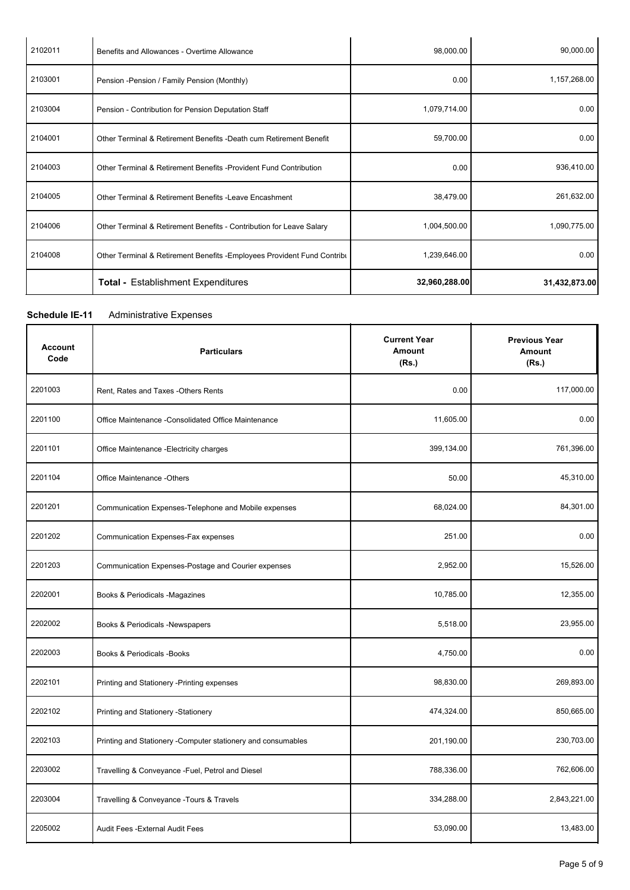| | | | |
|---|---|---|---|
| 2102011 | Benefits and Allowances - Overtime Allowance | 98,000.00 | 90,000.00 |
| 2103001 | Pension -Pension / Family Pension (Monthly) | 0.00 | 1,157,268.00 |
| 2103004 | Pension - Contribution for Pension Deputation Staff | 1,079,714.00 | 0.00 |
| 2104001 | Other Terminal & Retirement Benefits -Death cum Retirement Benefit | 59,700.00 | 0.00 |
| 2104003 | Other Terminal & Retirement Benefits -Provident Fund Contribution | 0.00 | 936,410.00 |
| 2104005 | Other Terminal & Retirement Benefits -Leave Encashment | 38,479.00 | 261,632.00 |
| 2104006 | Other Terminal & Retirement Benefits - Contribution for Leave Salary | 1,004,500.00 | 1,090,775.00 |
| 2104008 | Other Terminal & Retirement Benefits -Employees Provident Fund Contribu | 1,239,646.00 | 0.00 |
| | **Total -** Establishment Expenditures | **32,960,288.00** | **31,432,873.00** |

**Schedule IE-11** Administrative Expenses

| Account Code | Particulars | Current Year Amount (Rs.) | Previous Year Amount (Rs.) |
|---|---|---|---|
| 2201003 | Rent, Rates and Taxes -Others Rents | 0.00 | 117,000.00 |
| 2201100 | Office Maintenance -Consolidated Office Maintenance | 11,605.00 | 0.00 |
| 2201101 | Office Maintenance -Electricity charges | 399,134.00 | 761,396.00 |
| 2201104 | Office Maintenance -Others | 50.00 | 45,310.00 |
| 2201201 | Communication Expenses-Telephone and Mobile expenses | 68,024.00 | 84,301.00 |
| 2201202 | Communication Expenses-Fax expenses | 251.00 | 0.00 |
| 2201203 | Communication Expenses-Postage and Courier expenses | 2,952.00 | 15,526.00 |
| 2202001 | Books & Periodicals -Magazines | 10,785.00 | 12,355.00 |
| 2202002 | Books & Periodicals -Newspapers | 5,518.00 | 23,955.00 |
| 2202003 | Books & Periodicals -Books | 4,750.00 | 0.00 |
| 2202101 | Printing and Stationery -Printing expenses | 98,830.00 | 269,893.00 |
| 2202102 | Printing and Stationery -Stationery | 474,324.00 | 850,665.00 |
| 2202103 | Printing and Stationery -Computer stationery and consumables | 201,190.00 | 230,703.00 |
| 2203002 | Travelling & Conveyance -Fuel, Petrol and Diesel | 788,336.00 | 762,606.00 |
| 2203004 | Travelling & Conveyance -Tours & Travels | 334,288.00 | 2,843,221.00 |
| 2205002 | Audit Fees -External Audit Fees | 53,090.00 | 13,483.00 |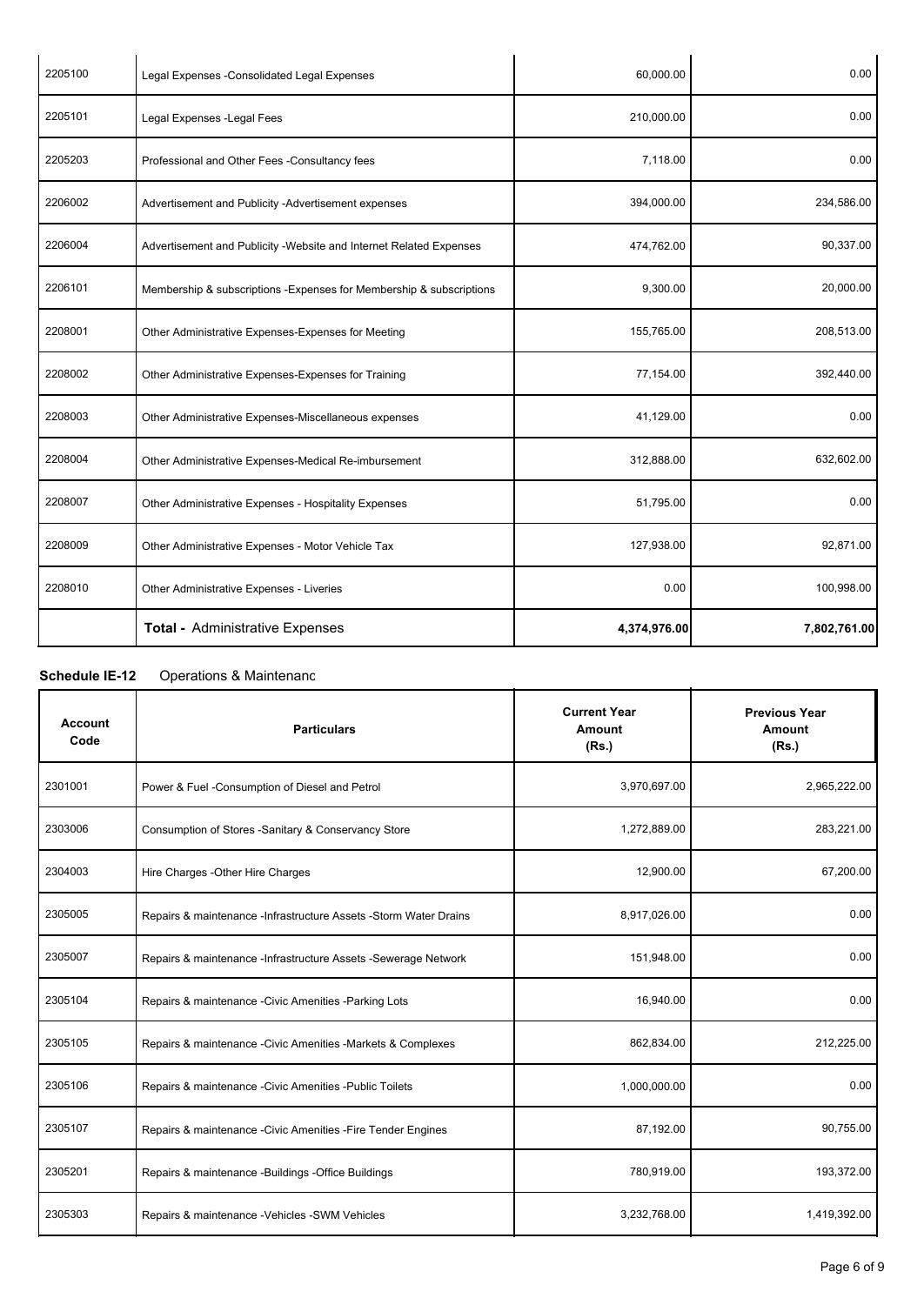| | | | |
|---|---|---|---|
| 2205100 | Legal Expenses -Consolidated Legal Expenses | 60,000.00 | 0.00 |
| 2205101 | Legal Expenses -Legal Fees | 210,000.00 | 0.00 |
| 2205203 | Professional and Other Fees -Consultancy fees | 7,118.00 | 0.00 |
| 2206002 | Advertisement and Publicity -Advertisement expenses | 394,000.00 | 234,586.00 |
| 2206004 | Advertisement and Publicity -Website and Internet Related Expenses | 474,762.00 | 90,337.00 |
| 2206101 | Membership & subscriptions -Expenses for Membership & subscriptions | 9,300.00 | 20,000.00 |
| 2208001 | Other Administrative Expenses-Expenses for Meeting | 155,765.00 | 208,513.00 |
| 2208002 | Other Administrative Expenses-Expenses for Training | 77,154.00 | 392,440.00 |
| 2208003 | Other Administrative Expenses-Miscellaneous expenses | 41,129.00 | 0.00 |
| 2208004 | Other Administrative Expenses-Medical Re-imbursement | 312,888.00 | 632,602.00 |
| 2208007 | Other Administrative Expenses - Hospitality Expenses | 51,795.00 | 0.00 |
| 2208009 | Other Administrative Expenses - Motor Vehicle Tax | 127,938.00 | 92,871.00 |
| 2208010 | Other Administrative Expenses - Liveries | 0.00 | 100,998.00 |
| | **Total -** Administrative Expenses | **4,374,976.00** | **7,802,761.00** |

**Schedule IE-12** Operations & Maintenanc

| Account Code | Particulars | Current Year Amount (Rs.) | Previous Year Amount (Rs.) |
|---|---|---|---|
| 2301001 | Power & Fuel -Consumption of Diesel and Petrol | 3,970,697.00 | 2,965,222.00 |
| 2303006 | Consumption of Stores -Sanitary & Conservancy Store | 1,272,889.00 | 283,221.00 |
| 2304003 | Hire Charges -Other Hire Charges | 12,900.00 | 67,200.00 |
| 2305005 | Repairs & maintenance -Infrastructure Assets -Storm Water Drains | 8,917,026.00 | 0.00 |
| 2305007 | Repairs & maintenance -Infrastructure Assets -Sewerage Network | 151,948.00 | 0.00 |
| 2305104 | Repairs & maintenance -Civic Amenities -Parking Lots | 16,940.00 | 0.00 |
| 2305105 | Repairs & maintenance -Civic Amenities -Markets & Complexes | 862,834.00 | 212,225.00 |
| 2305106 | Repairs & maintenance -Civic Amenities -Public Toilets | 1,000,000.00 | 0.00 |
| 2305107 | Repairs & maintenance -Civic Amenities -Fire Tender Engines | 87,192.00 | 90,755.00 |
| 2305201 | Repairs & maintenance -Buildings -Office Buildings | 780,919.00 | 193,372.00 |
| 2305303 | Repairs & maintenance -Vehicles -SWM Vehicles | 3,232,768.00 | 1,419,392.00 |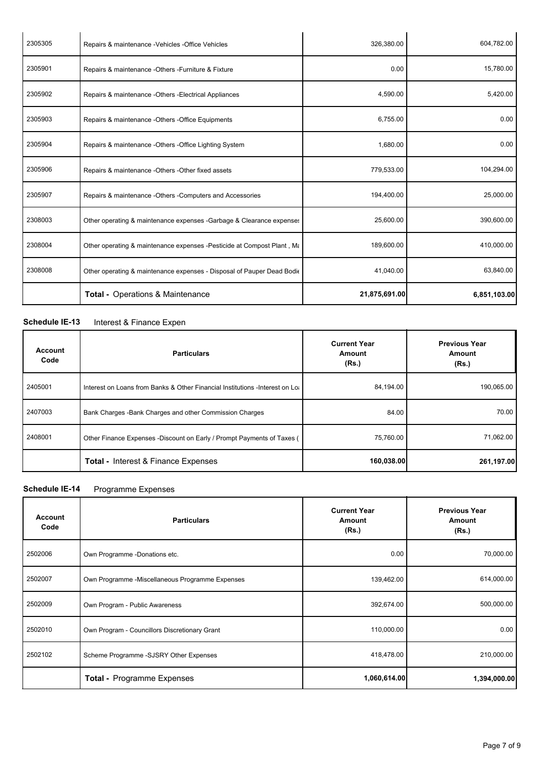| | | | |
|---|---|---|---|
| 2305305 | Repairs & maintenance -Vehicles -Office Vehicles | 326,380.00 | 604,782.00 |
| 2305901 | Repairs & maintenance -Others -Furniture & Fixture | 0.00 | 15,780.00 |
| 2305902 | Repairs & maintenance -Others -Electrical Appliances | 4,590.00 | 5,420.00 |
| 2305903 | Repairs & maintenance -Others -Office Equipments | 6,755.00 | 0.00 |
| 2305904 | Repairs & maintenance -Others -Office Lighting System | 1,680.00 | 0.00 |
| 2305906 | Repairs & maintenance -Others -Other fixed assets | 779,533.00 | 104,294.00 |
| 2305907 | Repairs & maintenance -Others -Computers and Accessories | 194,400.00 | 25,000.00 |
| 2308003 | Other operating & maintenance expenses -Garbage & Clearance expenses | 25,600.00 | 390,600.00 |
| 2308004 | Other operating & maintenance expenses -Pesticide at Compost Plant , Ma | 189,600.00 | 410,000.00 |
| 2308008 | Other operating & maintenance expenses - Disposal of Pauper Dead Bodie | 41,040.00 | 63,840.00 |
| | **Total -** Operations & Maintenance | **21,875,691.00** | **6,851,103.00** |

## Schedule IE-13 Interest & Finance Expen

| Account Code | Particulars | Current Year Amount (Rs.) | Previous Year Amount (Rs.) |
|---|---|---|---|
| 2405001 | Interest on Loans from Banks & Other Financial Institutions -Interest on Loa | 84,194.00 | 190,065.00 |
| 2407003 | Bank Charges -Bank Charges and other Commission Charges | 84.00 | 70.00 |
| 2408001 | Other Finance Expenses -Discount on Early / Prompt Payments of Taxes ( | 75,760.00 | 71,062.00 |
| | **Total -** Interest & Finance Expenses | **160,038.00** | **261,197.00** |

## Schedule IE-14 Programme Expenses

| Account Code | Particulars | Current Year Amount (Rs.) | Previous Year Amount (Rs.) |
|---|---|---|---|
| 2502006 | Own Programme -Donations etc. | 0.00 | 70,000.00 |
| 2502007 | Own Programme -Miscellaneous Programme Expenses | 139,462.00 | 614,000.00 |
| 2502009 | Own Program - Public Awareness | 392,674.00 | 500,000.00 |
| 2502010 | Own Program - Councillors Discretionary Grant | 110,000.00 | 0.00 |
| 2502102 | Scheme Programme -SJSRY Other Expenses | 418,478.00 | 210,000.00 |
| | **Total -** Programme Expenses | **1,060,614.00** | **1,394,000.00** |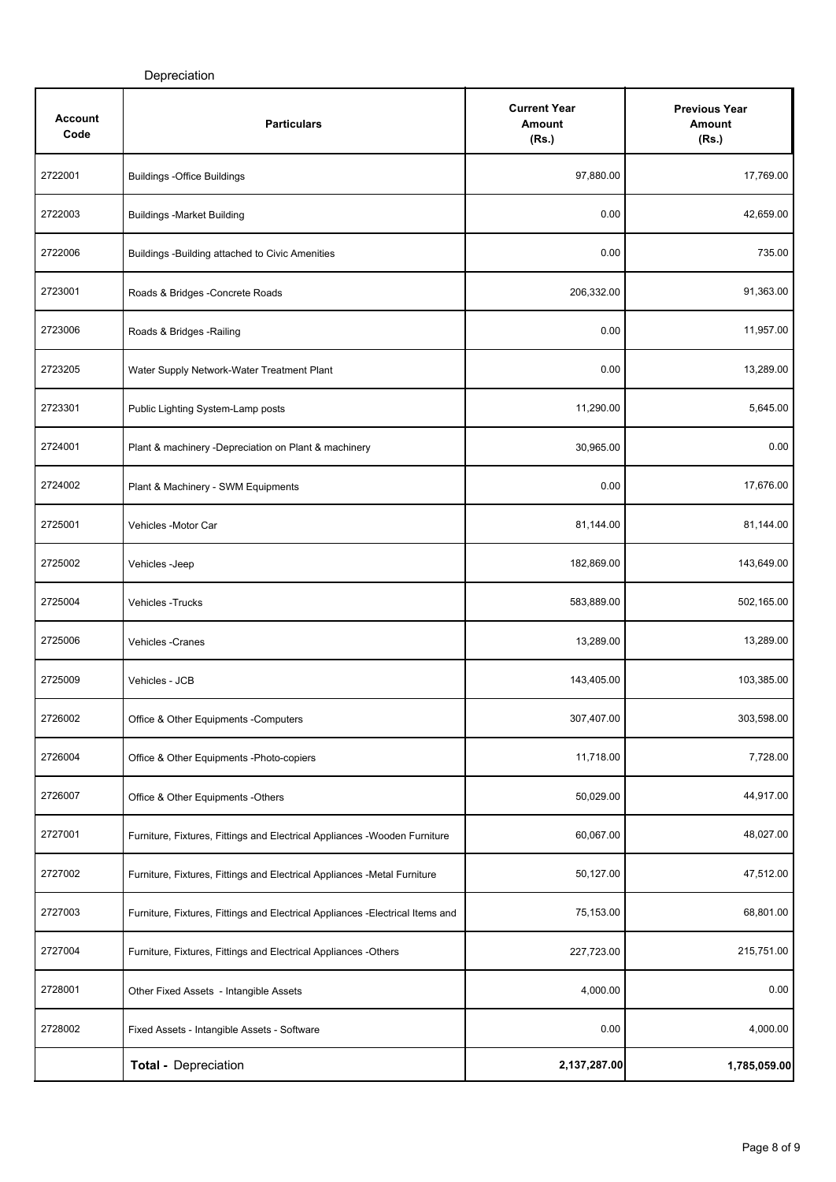Depreciation

| Account Code | Particulars | Current Year Amount (Rs.) | Previous Year Amount (Rs.) |
|---|---|---|---|
| 2722001 | Buildings -Office Buildings | 97,880.00 | 17,769.00 |
| 2722003 | Buildings -Market Building | 0.00 | 42,659.00 |
| 2722006 | Buildings -Building attached to Civic Amenities | 0.00 | 735.00 |
| 2723001 | Roads & Bridges -Concrete Roads | 206,332.00 | 91,363.00 |
| 2723006 | Roads & Bridges -Railing | 0.00 | 11,957.00 |
| 2723205 | Water Supply Network-Water Treatment Plant | 0.00 | 13,289.00 |
| 2723301 | Public Lighting System-Lamp posts | 11,290.00 | 5,645.00 |
| 2724001 | Plant & machinery -Depreciation on Plant & machinery | 30,965.00 | 0.00 |
| 2724002 | Plant & Machinery - SWM Equipments | 0.00 | 17,676.00 |
| 2725001 | Vehicles -Motor Car | 81,144.00 | 81,144.00 |
| 2725002 | Vehicles -Jeep | 182,869.00 | 143,649.00 |
| 2725004 | Vehicles -Trucks | 583,889.00 | 502,165.00 |
| 2725006 | Vehicles -Cranes | 13,289.00 | 13,289.00 |
| 2725009 | Vehicles - JCB | 143,405.00 | 103,385.00 |
| 2726002 | Office & Other Equipments -Computers | 307,407.00 | 303,598.00 |
| 2726004 | Office & Other Equipments -Photo-copiers | 11,718.00 | 7,728.00 |
| 2726007 | Office & Other Equipments -Others | 50,029.00 | 44,917.00 |
| 2727001 | Furniture, Fixtures, Fittings and Electrical Appliances -Wooden Furniture | 60,067.00 | 48,027.00 |
| 2727002 | Furniture, Fixtures, Fittings and Electrical Appliances -Metal Furniture | 50,127.00 | 47,512.00 |
| 2727003 | Furniture, Fixtures, Fittings and Electrical Appliances -Electrical Items and | 75,153.00 | 68,801.00 |
| 2727004 | Furniture, Fixtures, Fittings and Electrical Appliances -Others | 227,723.00 | 215,751.00 |
| 2728001 | Other Fixed Assets - Intangible Assets | 4,000.00 | 0.00 |
| 2728002 | Fixed Assets - Intangible Assets - Software | 0.00 | 4,000.00 |
| | **Total -** Depreciation | **2,137,287.00** | **1,785,059.00** |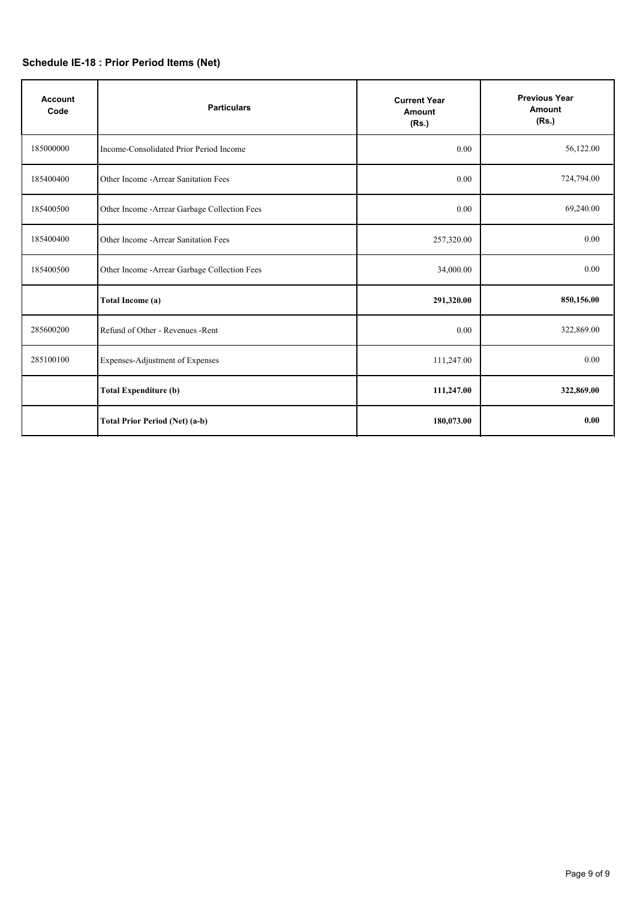### Schedule IE-18 : Prior Period Items (Net)

| Account Code | Particulars | Current Year Amount (Rs.) | Previous Year Amount (Rs.) |
|---|---|---|---|
| 185000000 | Income-Consolidated Prior Period Income | 0.00 | 56,122.00 |
| 185400400 | Other Income -Arrear Sanitation Fees | 0.00 | 724,794.00 |
| 185400500 | Other Income -Arrear Garbage Collection Fees | 0.00 | 69,240.00 |
| 185400400 | Other Income -Arrear Sanitation Fees | 257,320.00 | 0.00 |
| 185400500 | Other Income -Arrear Garbage Collection Fees | 34,000.00 | 0.00 |
| | **Total Income (a)** | **291,320.00** | **850,156.00** |
| 285600200 | Refund of Other - Revenues -Rent | 0.00 | 322,869.00 |
| 285100100 | Expenses-Adjustment of Expenses | 111,247.00 | 0.00 |
| | **Total Expenditure (b)** | **111,247.00** | **322,869.00** |
| | **Total Prior Period (Net) (a-b)** | **180,073.00** | **0.00** |